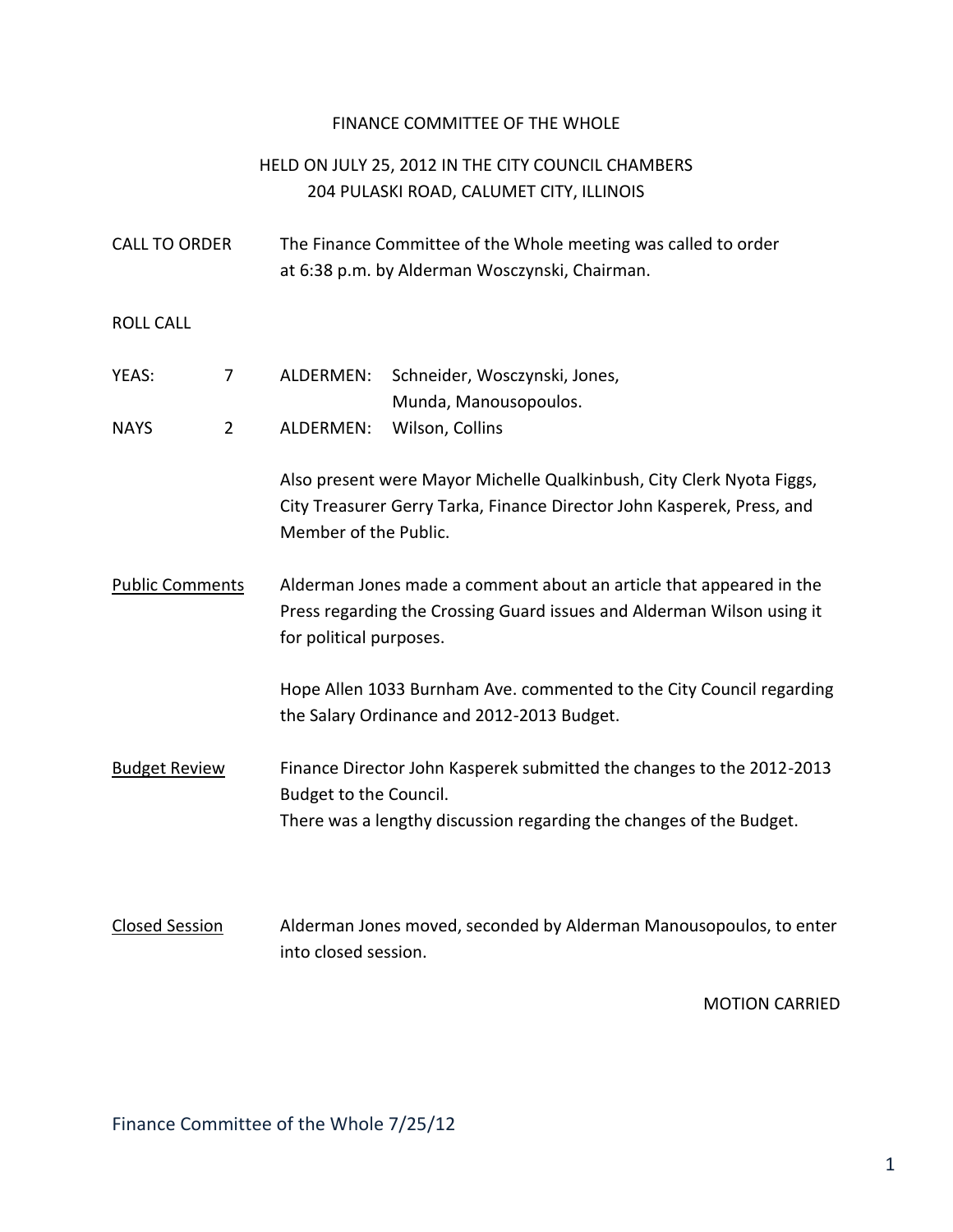FINANCE COMMITTEE OF THE WHOLE

HELD ON JULY 25, 2012 IN THE CITY COUNCIL CHAMBERS
204 PULASKI ROAD, CALUMET CITY, ILLINOIS

CALL TO ORDER

The Finance Committee of the Whole meeting was called to order at 6:38 p.m. by Alderman Wosczynski, Chairman.

ROLL CALL

| | | | |
|---|---|---|---|
| YEAS: | 7 | ALDERMEN: | Schneider, Wosczynski, Jones, Munda, Manousopoulos. |
| NAYS | 2 | ALDERMEN: | Wilson, Collins |

Also present were Mayor Michelle Qualkinbush, City Clerk Nyota Figgs, City Treasurer Gerry Tarka, Finance Director John Kasperek, Press, and Member of the Public.

<u>Public Comments</u>

Alderman Jones made a comment about an article that appeared in the Press regarding the Crossing Guard issues and Alderman Wilson using it for political purposes.

Hope Allen 1033 Burnham Ave. commented to the City Council regarding the Salary Ordinance and 2012-2013 Budget.

<u>Budget Review</u>

Finance Director John Kasperek submitted the changes to the 2012-2013 Budget to the Council.
There was a lengthy discussion regarding the changes of the Budget.

<u>Closed Session</u>

Alderman Jones moved, seconded by Alderman Manousopoulos, to enter into closed session.

MOTION CARRIED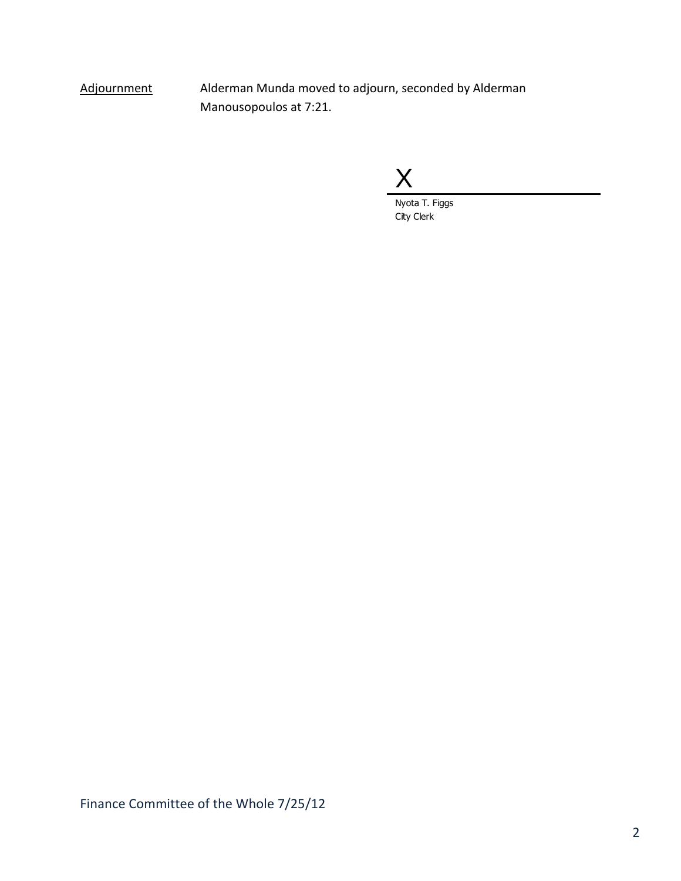Adjournment — Alderman Munda moved to adjourn, seconded by Alderman Manousopoulos at 7:21.

X

Nyota T. Figgs
City Clerk